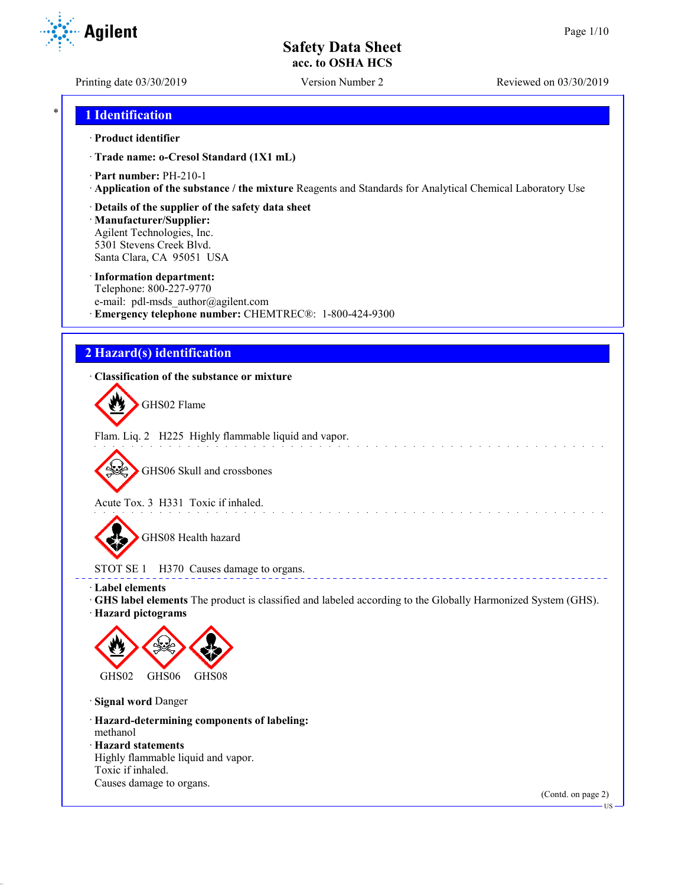# Safety Data Sheet
## acc. to OSHA HCS

Printing date 03/30/2019 Version Number 2 Reviewed on 03/30/2019

## 1 Identification

· **Product identifier**

· **Trade name: o-Cresol Standard (1X1 mL)**

· **Part number:** PH-210-1
· **Application of the substance / the mixture** Reagents and Standards for Analytical Chemical Laboratory Use

· **Details of the supplier of the safety data sheet**
· **Manufacturer/Supplier:**
Agilent Technologies, Inc.
5301 Stevens Creek Blvd.
Santa Clara, CA 95051 USA

· **Information department:**
Telephone: 800-227-9770
e-mail: pdl-msds_author@agilent.com
· **Emergency telephone number:** CHEMTREC®: 1-800-424-9300

## 2 Hazard(s) identification

· **Classification of the substance or mixture**

GHS02 Flame

Flam. Liq. 2 H225 Highly flammable liquid and vapor.

GHS06 Skull and crossbones

Acute Tox. 3 H331 Toxic if inhaled.

GHS08 Health hazard

STOT SE 1 H370 Causes damage to organs.

· **Label elements**
· **GHS label elements** The product is classified and labeled according to the Globally Harmonized System (GHS).
· **Hazard pictograms**

GHS02 GHS06 GHS08

· **Signal word** Danger

· **Hazard-determining components of labeling:**
methanol
· **Hazard statements**
Highly flammable liquid and vapor.
Toxic if inhaled.
Causes damage to organs.

(Contd. on page 2)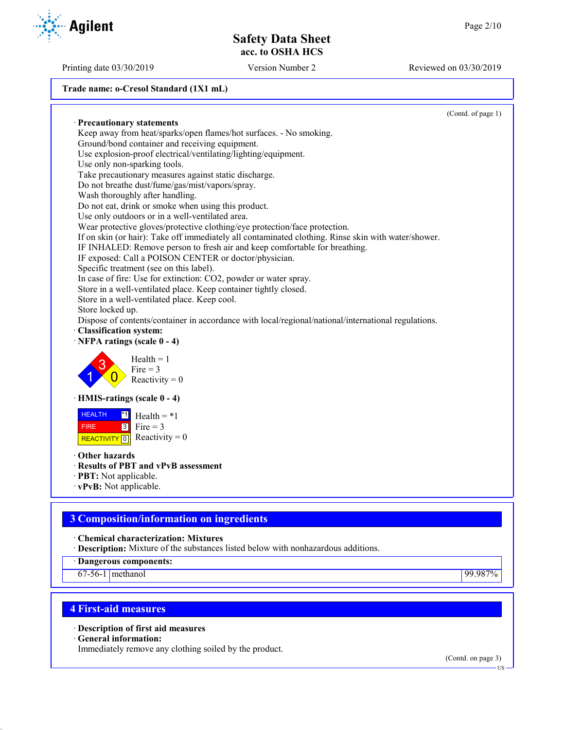**Trade name: o-Cresol Standard (1X1 mL)**

(Contd. of page 1)

· **Precautionary statements**
Keep away from heat/sparks/open flames/hot surfaces. - No smoking.
Ground/bond container and receiving equipment.
Use explosion-proof electrical/ventilating/lighting/equipment.
Use only non-sparking tools.
Take precautionary measures against static discharge.
Do not breathe dust/fume/gas/mist/vapors/spray.
Wash thoroughly after handling.
Do not eat, drink or smoke when using this product.
Use only outdoors or in a well-ventilated area.
Wear protective gloves/protective clothing/eye protection/face protection.
If on skin (or hair): Take off immediately all contaminated clothing. Rinse skin with water/shower.
IF INHALED: Remove person to fresh air and keep comfortable for breathing.
IF exposed: Call a POISON CENTER or doctor/physician.
Specific treatment (see on this label).
In case of fire: Use for extinction: $CO_2$, powder or water spray.
Store in a well-ventilated place. Keep container tightly closed.
Store in a well-ventilated place. Keep cool.
Store locked up.
Dispose of contents/container in accordance with local/regional/national/international regulations.

· **Classification system:**

· **NFPA ratings (scale 0 - 4)**

Health = 1
Fire = 3
Reactivity = 0

· **HMIS-ratings (scale 0 - 4)**

| | | |
|---|---|---|
| HEALTH | *1 | Health = *1 |
| FIRE | 3 | Fire = 3 |
| REACTIVITY | 0 | Reactivity = 0 |

· **Other hazards**
· **Results of PBT and vPvB assessment**
· **PBT:** Not applicable.
· **vPvB:** Not applicable.

## 3 Composition/information on ingredients

· **Chemical characterization: Mixtures**
· **Description:** Mixture of the substances listed below with nonhazardous additions.

| · Dangerous components: | | |
|---|---|---|
| 67-56-1 | methanol | 99.987% |

## 4 First-aid measures

· **Description of first aid measures**
· **General information:**
Immediately remove any clothing soiled by the product.

(Contd. on page 3)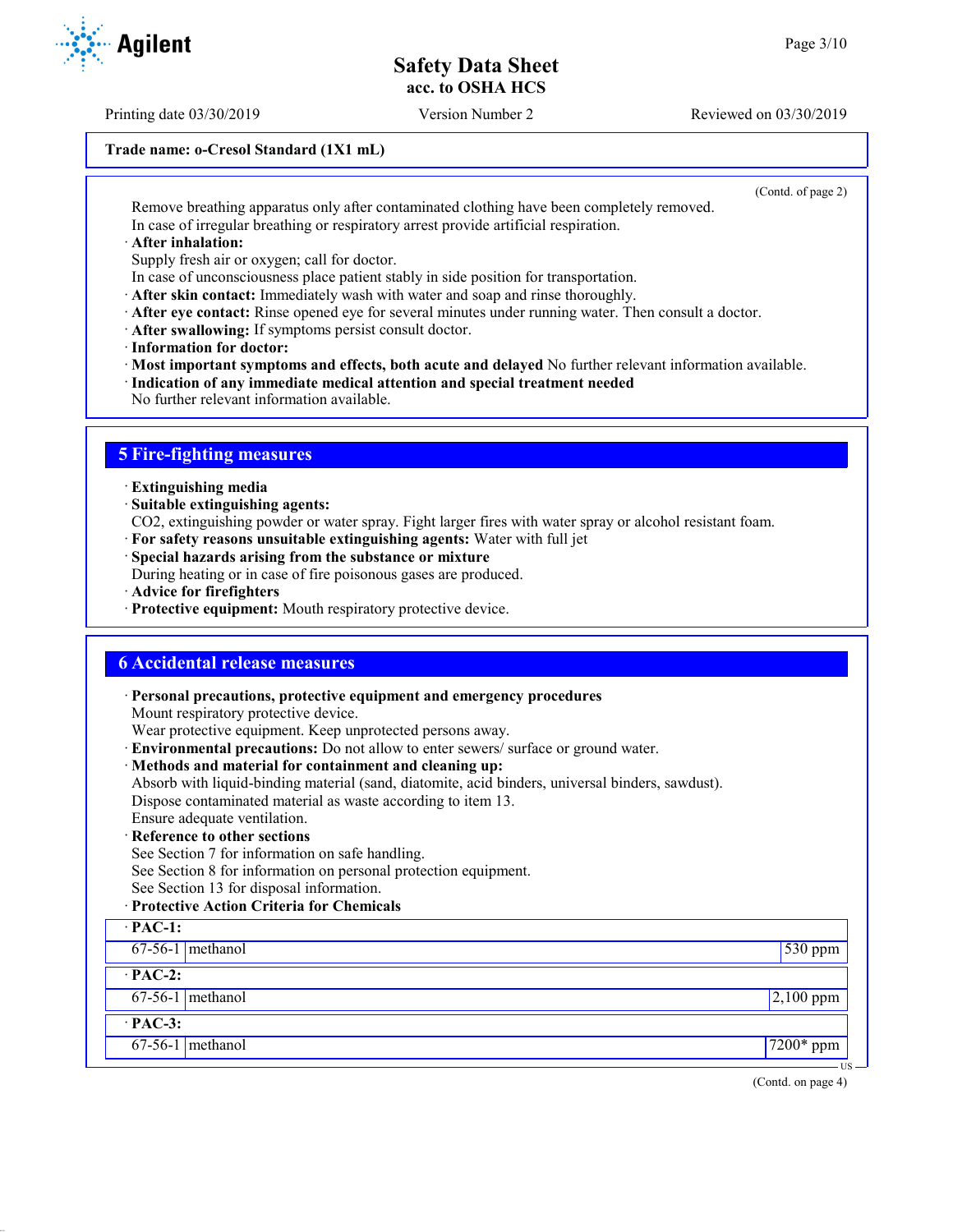Trade name: o-Cresol Standard (1X1 mL)

(Contd. of page 2)

Remove breathing apparatus only after contaminated clothing have been completely removed.
In case of irregular breathing or respiratory arrest provide artificial respiration.

· **After inhalation:**
Supply fresh air or oxygen; call for doctor.
In case of unconsciousness place patient stably in side position for transportation.
· **After skin contact:** Immediately wash with water and soap and rinse thoroughly.
· **After eye contact:** Rinse opened eye for several minutes under running water. Then consult a doctor.
· **After swallowing:** If symptoms persist consult doctor.
· **Information for doctor:**
· **Most important symptoms and effects, both acute and delayed** No further relevant information available.
· **Indication of any immediate medical attention and special treatment needed**
No further relevant information available.

## 5 Fire-fighting measures

· **Extinguishing media**
· **Suitable extinguishing agents:**
$CO_2$, extinguishing powder or water spray. Fight larger fires with water spray or alcohol resistant foam.
· **For safety reasons unsuitable extinguishing agents:** Water with full jet
· **Special hazards arising from the substance or mixture**
During heating or in case of fire poisonous gases are produced.
· **Advice for firefighters**
· **Protective equipment:** Mouth respiratory protective device.

## 6 Accidental release measures

· **Personal precautions, protective equipment and emergency procedures**
Mount respiratory protective device.
Wear protective equipment. Keep unprotected persons away.
· **Environmental precautions:** Do not allow to enter sewers/ surface or ground water.
· **Methods and material for containment and cleaning up:**
Absorb with liquid-binding material (sand, diatomite, acid binders, universal binders, sawdust).
Dispose contaminated material as waste according to item 13.
Ensure adequate ventilation.
· **Reference to other sections**
See Section 7 for information on safe handling.
See Section 8 for information on personal protection equipment.
See Section 13 for disposal information.
· **Protective Action Criteria for Chemicals**

| · **PAC-1:** | | |
|---|---|---|
| 67-56-1 | methanol | 530 ppm |
| · **PAC-2:** | | |
| 67-56-1 | methanol | 2,100 ppm |
| · **PAC-3:** | | |
| 67-56-1 | methanol | 7200* ppm |

(Contd. on page 4)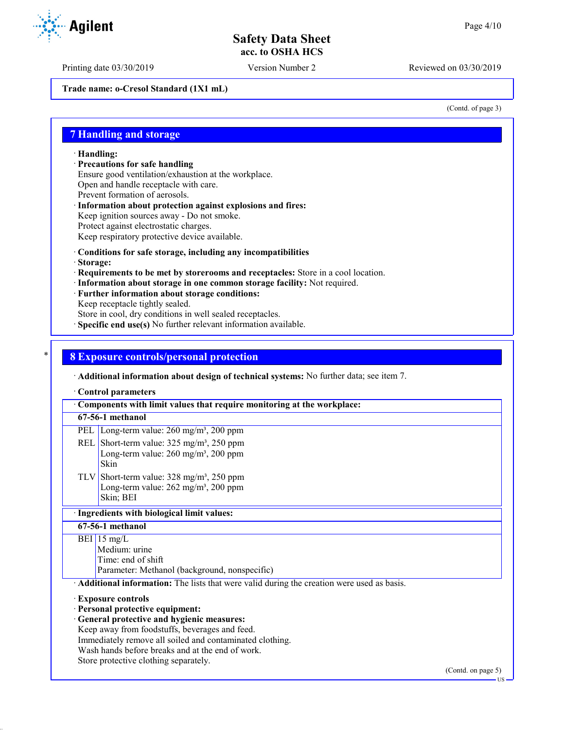Trade name: o-Cresol Standard (1X1 mL)

(Contd. of page 3)

## 7 Handling and storage

· **Handling:**
· **Precautions for safe handling**
Ensure good ventilation/exhaustion at the workplace.
Open and handle receptacle with care.
Prevent formation of aerosols.
· **Information about protection against explosions and fires:**
Keep ignition sources away - Do not smoke.
Protect against electrostatic charges.
Keep respiratory protective device available.

· **Conditions for safe storage, including any incompatibilities**
· **Storage:**
· **Requirements to be met by storerooms and receptacles:** Store in a cool location.
· **Information about storage in one common storage facility:** Not required.
· **Further information about storage conditions:**
Keep receptacle tightly sealed.
Store in cool, dry conditions in well sealed receptacles.
· **Specific end use(s)** No further relevant information available.

## 8 Exposure controls/personal protection

· **Additional information about design of technical systems:** No further data; see item 7.

· **Control parameters**

| · Components with limit values that require monitoring at the workplace: | |
|---|---|
| **67-56-1 methanol** | |
| PEL | Long-term value: 260 mg/m³, 200 ppm |
| REL | Short-term value: 325 mg/m³, 250 ppm<br>Long-term value: 260 mg/m³, 200 ppm<br>Skin |
| TLV | Short-term value: 328 mg/m³, 250 ppm<br>Long-term value: 262 mg/m³, 200 ppm<br>Skin; BEI |

| · Ingredients with biological limit values: | |
|---|---|
| **67-56-1 methanol** | |
| BEI | 15 mg/L<br>Medium: urine<br>Time: end of shift<br>Parameter: Methanol (background, nonspecific) |

· **Additional information:** The lists that were valid during the creation were used as basis.

· **Exposure controls**
· **Personal protective equipment:**
· **General protective and hygienic measures:**
Keep away from foodstuffs, beverages and feed.
Immediately remove all soiled and contaminated clothing.
Wash hands before breaks and at the end of work.
Store protective clothing separately.

(Contd. on page 5)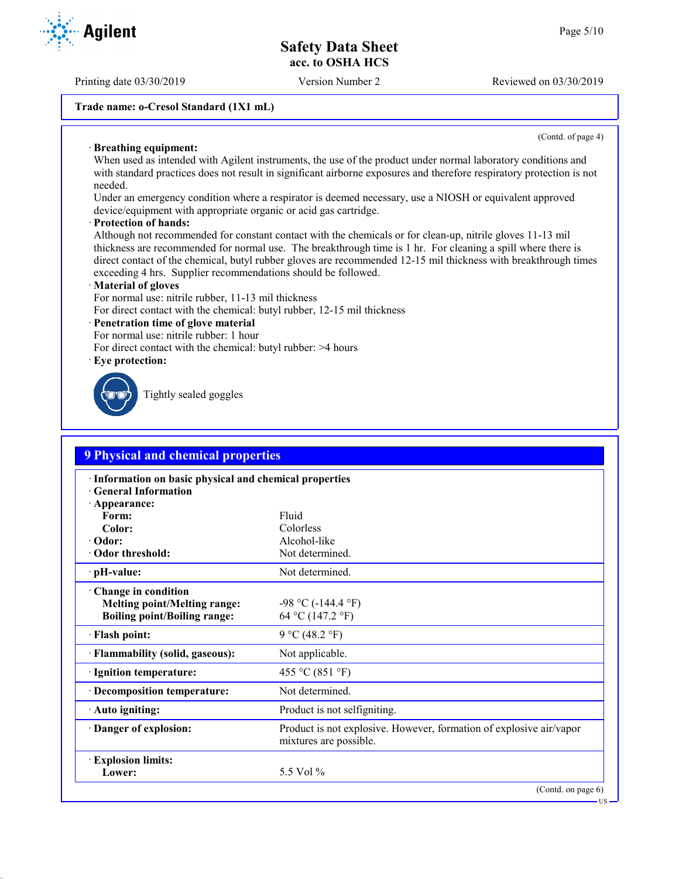**Trade name: o-Cresol Standard (1X1 mL)**

(Contd. of page 4)

· **Breathing equipment:**
When used as intended with Agilent instruments, the use of the product under normal laboratory conditions and with standard practices does not result in significant airborne exposures and therefore respiratory protection is not needed.
Under an emergency condition where a respirator is deemed necessary, use a NIOSH or equivalent approved device/equipment with appropriate organic or acid gas cartridge.

· **Protection of hands:**
Although not recommended for constant contact with the chemicals or for clean-up, nitrile gloves 11-13 mil thickness are recommended for normal use. The breakthrough time is 1 hr. For cleaning a spill where there is direct contact of the chemical, butyl rubber gloves are recommended 12-15 mil thickness with breakthrough times exceeding 4 hrs. Supplier recommendations should be followed.

· **Material of gloves**
For normal use: nitrile rubber, 11-13 mil thickness
For direct contact with the chemical: butyl rubber, 12-15 mil thickness

· **Penetration time of glove material**
For normal use: nitrile rubber: 1 hour
For direct contact with the chemical: butyl rubber: >4 hours

· **Eye protection:**

Tightly sealed goggles

## 9 Physical and chemical properties

| | |
|---|---|
| · **Information on basic physical and chemical properties** | |
| · **General Information** | |
| · **Appearance:** | |
| **Form:** | Fluid |
| **Color:** | Colorless |
| · **Odor:** | Alcohol-like |
| · **Odor threshold:** | Not determined. |
| · **pH-value:** | Not determined. |
| · **Change in condition** | |
| **Melting point/Melting range:** | -98 °C (-144.4 °F) |
| **Boiling point/Boiling range:** | 64 °C (147.2 °F) |
| · **Flash point:** | 9 °C (48.2 °F) |
| · **Flammability (solid, gaseous):** | Not applicable. |
| · **Ignition temperature:** | 455 °C (851 °F) |
| · **Decomposition temperature:** | Not determined. |
| · **Auto igniting:** | Product is not selfigniting. |
| · **Danger of explosion:** | Product is not explosive. However, formation of explosive air/vapor mixtures are possible. |
| · **Explosion limits:** | |
| **Lower:** | 5.5 Vol % |

(Contd. on page 6)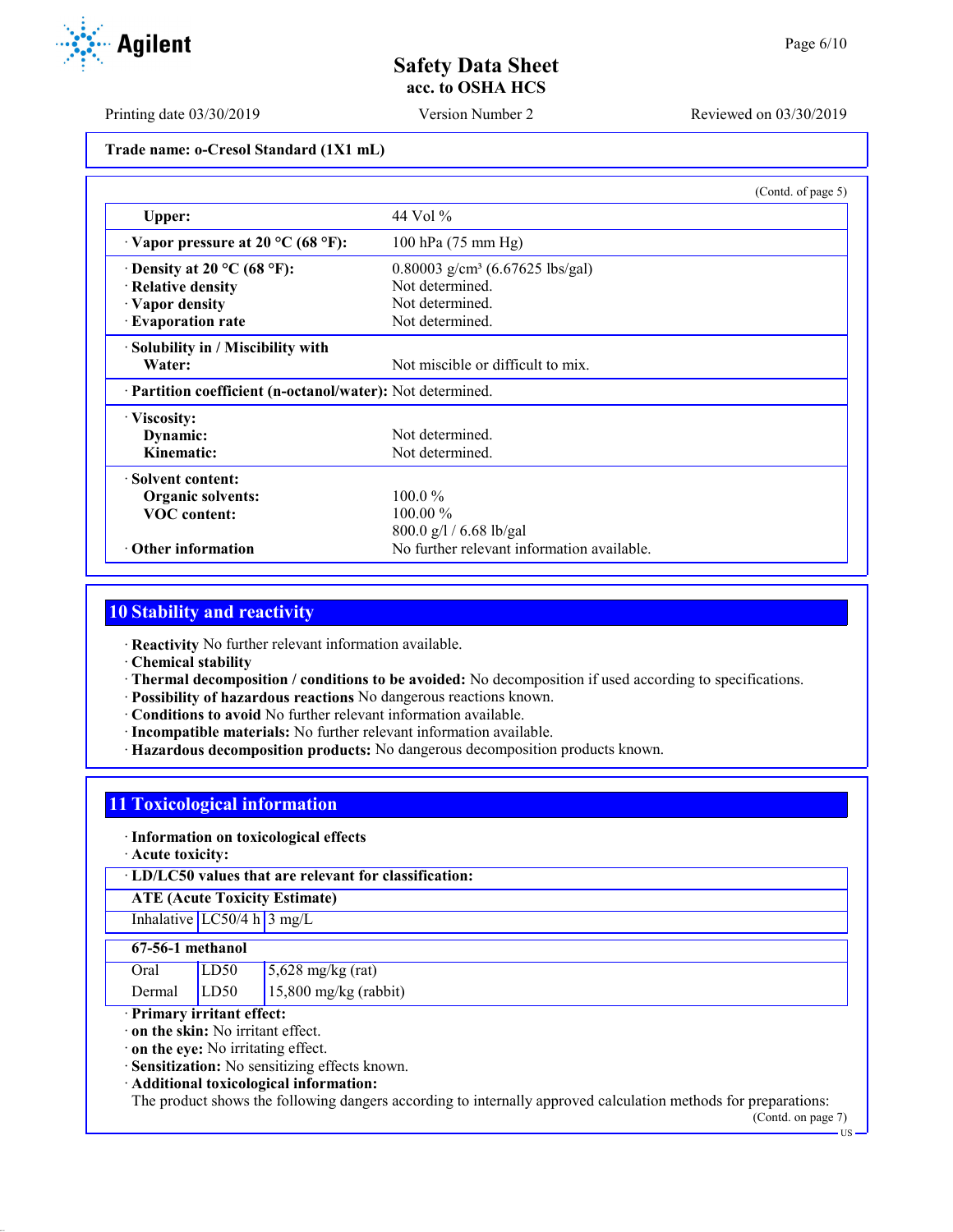Trade name: o-Cresol Standard (1X1 mL)

(Contd. of page 5)

| | |
|---|---|
| **Upper:** | 44 Vol % |
| · **Vapor pressure at 20 °C (68 °F):** | 100 hPa (75 mm Hg) |
| · **Density at 20 °C (68 °F):** | 0.80003 g/cm³ (6.67625 lbs/gal) |
| · **Relative density** | Not determined. |
| · **Vapor density** | Not determined. |
| · **Evaporation rate** | Not determined. |
| · **Solubility in / Miscibility with Water:** | Not miscible or difficult to mix. |
| · **Partition coefficient (n-octanol/water):** | Not determined. |
| · **Viscosity:** | |
| **Dynamic:** | Not determined. |
| **Kinematic:** | Not determined. |
| · **Solvent content:** | |
| **Organic solvents:** | 100.0 % |
| **VOC content:** | 100.00 % |
| | 800.0 g/l / 6.68 lb/gal |
| · **Other information** | No further relevant information available. |

## 10 Stability and reactivity

· **Reactivity** No further relevant information available.
· **Chemical stability**
· **Thermal decomposition / conditions to be avoided:** No decomposition if used according to specifications.
· **Possibility of hazardous reactions** No dangerous reactions known.
· **Conditions to avoid** No further relevant information available.
· **Incompatible materials:** No further relevant information available.
· **Hazardous decomposition products:** No dangerous decomposition products known.

## 11 Toxicological information

· **Information on toxicological effects**
· **Acute toxicity:**

· **LD/LC50 values that are relevant for classification:**

| **ATE (Acute Toxicity Estimate)** | | |
|---|---|---|
| Inhalative | LC50/4 h | 3 mg/L |

| **67-56-1 methanol** | | |
|---|---|---|
| Oral | LD50 | 5,628 mg/kg (rat) |
| Dermal | LD50 | 15,800 mg/kg (rabbit) |

· **Primary irritant effect:**
· **on the skin:** No irritant effect.
· **on the eye:** No irritating effect.
· **Sensitization:** No sensitizing effects known.
· **Additional toxicological information:**
The product shows the following dangers according to internally approved calculation methods for preparations:

(Contd. on page 7)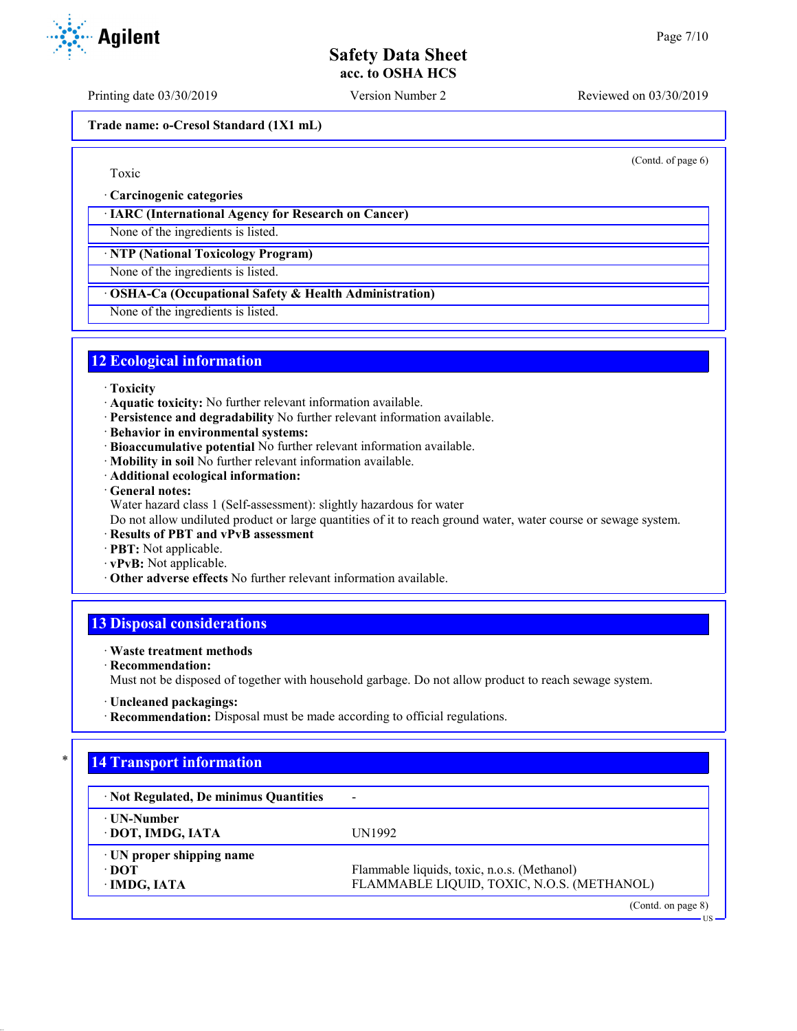Trade name: o-Cresol Standard (1X1 mL)

(Contd. of page 6)

Toxic

· **Carcinogenic categories**

· **IARC (International Agency for Research on Cancer)**

None of the ingredients is listed.

· **NTP (National Toxicology Program)**

None of the ingredients is listed.

· **OSHA-Ca (Occupational Safety & Health Administration)**

None of the ingredients is listed.

## 12 Ecological information

· **Toxicity**
· **Aquatic toxicity:** No further relevant information available.
· **Persistence and degradability** No further relevant information available.
· **Behavior in environmental systems:**
· **Bioaccumulative potential** No further relevant information available.
· **Mobility in soil** No further relevant information available.
· **Additional ecological information:**
· **General notes:**
Water hazard class 1 (Self-assessment): slightly hazardous for water
Do not allow undiluted product or large quantities of it to reach ground water, water course or sewage system.
· **Results of PBT and vPvB assessment**
· **PBT:** Not applicable.
· **vPvB:** Not applicable.
· **Other adverse effects** No further relevant information available.

## 13 Disposal considerations

· **Waste treatment methods**
· **Recommendation:**
Must not be disposed of together with household garbage. Do not allow product to reach sewage system.

· **Uncleaned packagings:**
· **Recommendation:** Disposal must be made according to official regulations.

## 14 Transport information

| | |
|---|---|
| · **Not Regulated, De minimus Quantities** | - |
| · **UN-Number**<br>· **DOT, IMDG, IATA** | UN1992 |
| · **UN proper shipping name**<br>· **DOT**<br>· **IMDG, IATA** | <br>Flammable liquids, toxic, n.o.s. (Methanol)<br>FLAMMABLE LIQUID, TOXIC, N.O.S. (METHANOL) |

(Contd. on page 8)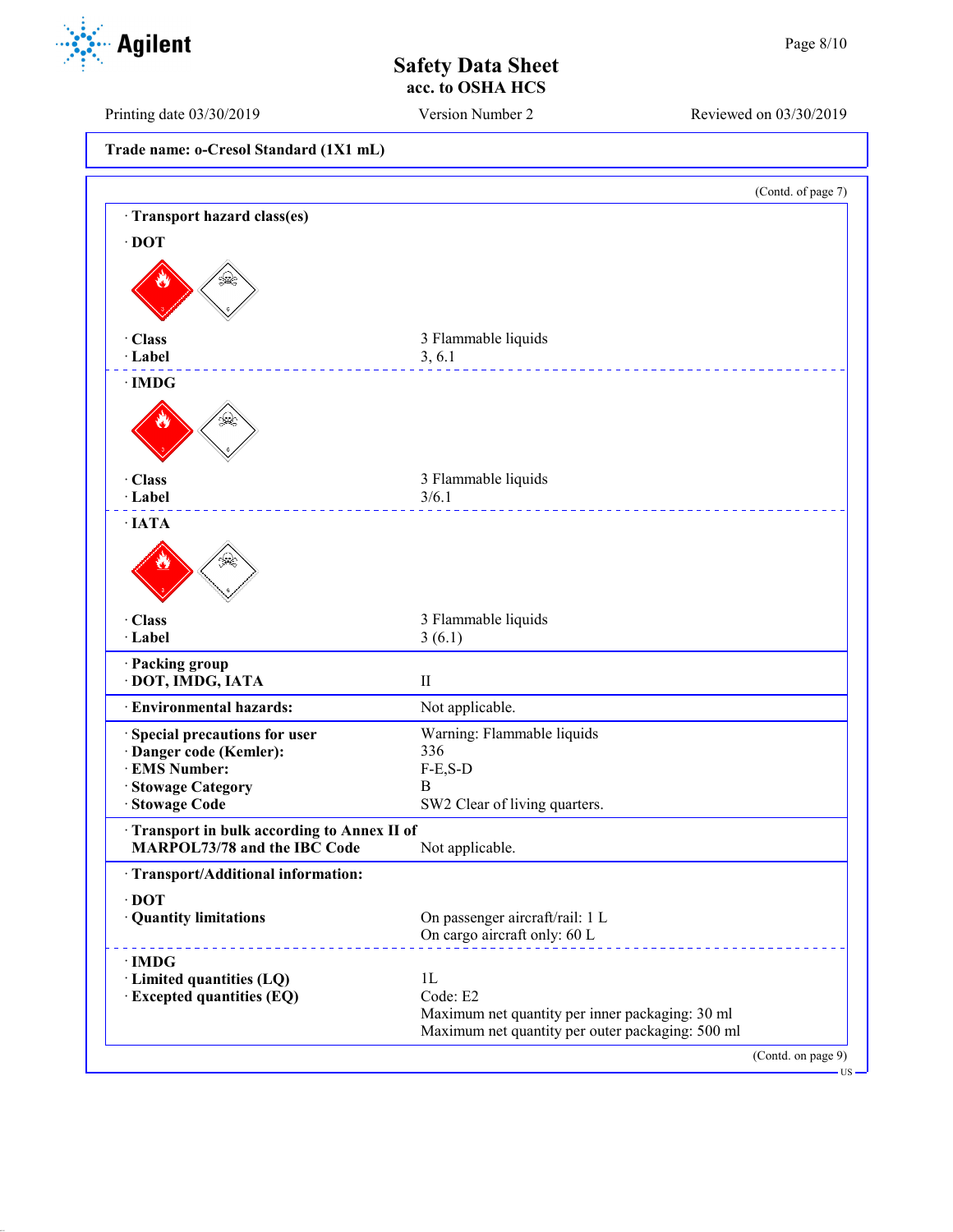**Trade name: o-Cresol Standard (1X1 mL)**

(Contd. of page 7)

· **Transport hazard class(es)**

· **DOT**

| | |
|---|---|
| · **Class** | 3 Flammable liquids |
| · **Label** | 3, 6.1 |

· **IMDG**

| | |
|---|---|
| · **Class** | 3 Flammable liquids |
| · **Label** | 3/6.1 |

· **IATA**

| | |
|---|---|
| · **Class** | 3 Flammable liquids |
| · **Label** | 3 (6.1) |

| | |
|---|---|
| · **Packing group** | |
| · **DOT, IMDG, IATA** | II |
| · **Environmental hazards:** | Not applicable. |
| · **Special precautions for user** | Warning: Flammable liquids |
| · **Danger code (Kemler):** | 336 |
| · **EMS Number:** | F-E,S-D |
| · **Stowage Category** | B |
| · **Stowage Code** | SW2 Clear of living quarters. |
| · **Transport in bulk according to Annex II of MARPOL73/78 and the IBC Code** | Not applicable. |

· **Transport/Additional information:**

· **DOT**

| | |
|---|---|
| · **Quantity limitations** | On passenger aircraft/rail: 1 L<br>On cargo aircraft only: 60 L |

· **IMDG**

| | |
|---|---|
| · **Limited quantities (LQ)** | 1L |
| · **Excepted quantities (EQ)** | Code: E2<br>Maximum net quantity per inner packaging: 30 ml<br>Maximum net quantity per outer packaging: 500 ml |

(Contd. on page 9)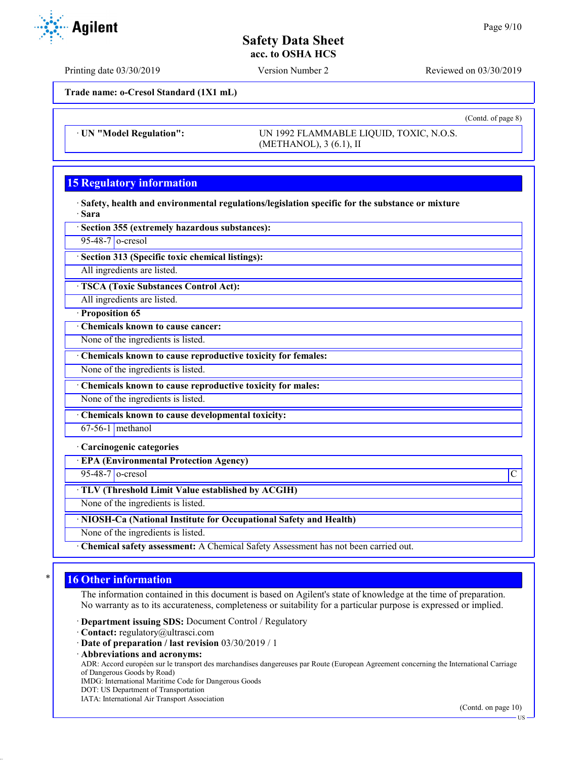(Contd. of page 8)

· **UN "Model Regulation":** UN 1992 FLAMMABLE LIQUID, TOXIC, N.O.S. (METHANOL), 3 (6.1), II

## 15 Regulatory information

· **Safety, health and environmental regulations/legislation specific for the substance or mixture**
· **Sara**

· **Section 355 (extremely hazardous substances):**

| 95-48-7 | o-cresol |
|---|---|

· **Section 313 (Specific toxic chemical listings):**
All ingredients are listed.

· **TSCA (Toxic Substances Control Act):**
All ingredients are listed.

· **Proposition 65**

· **Chemicals known to cause cancer:**
None of the ingredients is listed.

· **Chemicals known to cause reproductive toxicity for females:**
None of the ingredients is listed.

· **Chemicals known to cause reproductive toxicity for males:**
None of the ingredients is listed.

· **Chemicals known to cause developmental toxicity:**

| 67-56-1 | methanol |
|---|---|

· **Carcinogenic categories**

· **EPA (Environmental Protection Agency)**

| 95-48-7 | o-cresol | C |
|---|---|---|

· **TLV (Threshold Limit Value established by ACGIH)**
None of the ingredients is listed.

· **NIOSH-Ca (National Institute for Occupational Safety and Health)**
None of the ingredients is listed.

· **Chemical safety assessment:** A Chemical Safety Assessment has not been carried out.

## 16 Other information

The information contained in this document is based on Agilent's state of knowledge at the time of preparation. No warranty as to its accurateness, completeness or suitability for a particular purpose is expressed or implied.

· **Department issuing SDS:** Document Control / Regulatory
· **Contact:** regulatory@ultrasci.com
· **Date of preparation / last revision** 03/30/2019 / 1
· **Abbreviations and acronyms:**
ADR: Accord européen sur le transport des marchandises dangereuses par Route (European Agreement concerning the International Carriage of Dangerous Goods by Road)
IMDG: International Maritime Code for Dangerous Goods
DOT: US Department of Transportation
IATA: International Air Transport Association

(Contd. on page 10)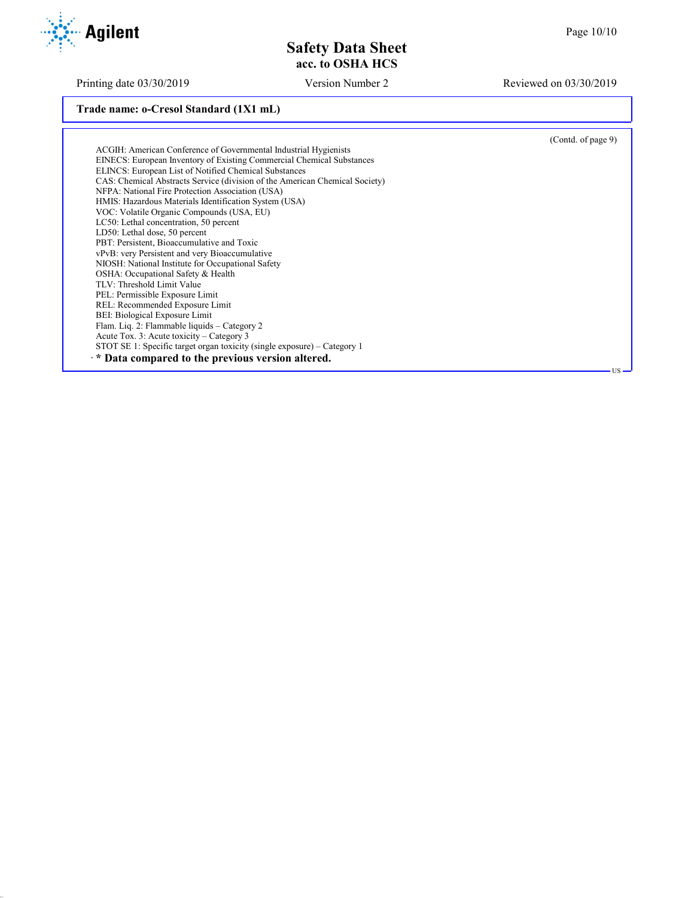(Contd. of page 9)

ACGIH: American Conference of Governmental Industrial Hygienists
EINECS: European Inventory of Existing Commercial Chemical Substances
ELINCS: European List of Notified Chemical Substances
CAS: Chemical Abstracts Service (division of the American Chemical Society)
NFPA: National Fire Protection Association (USA)
HMIS: Hazardous Materials Identification System (USA)
VOC: Volatile Organic Compounds (USA, EU)
LC50: Lethal concentration, 50 percent
LD50: Lethal dose, 50 percent
PBT: Persistent, Bioaccumulative and Toxic
vPvB: very Persistent and very Bioaccumulative
NIOSH: National Institute for Occupational Safety
OSHA: Occupational Safety & Health
TLV: Threshold Limit Value
PEL: Permissible Exposure Limit
REL: Recommended Exposure Limit
BEI: Biological Exposure Limit
Flam. Liq. 2: Flammable liquids – Category 2
Acute Tox. 3: Acute toxicity – Category 3
STOT SE 1: Specific target organ toxicity (single exposure) – Category 1

· **\* Data compared to the previous version altered.**